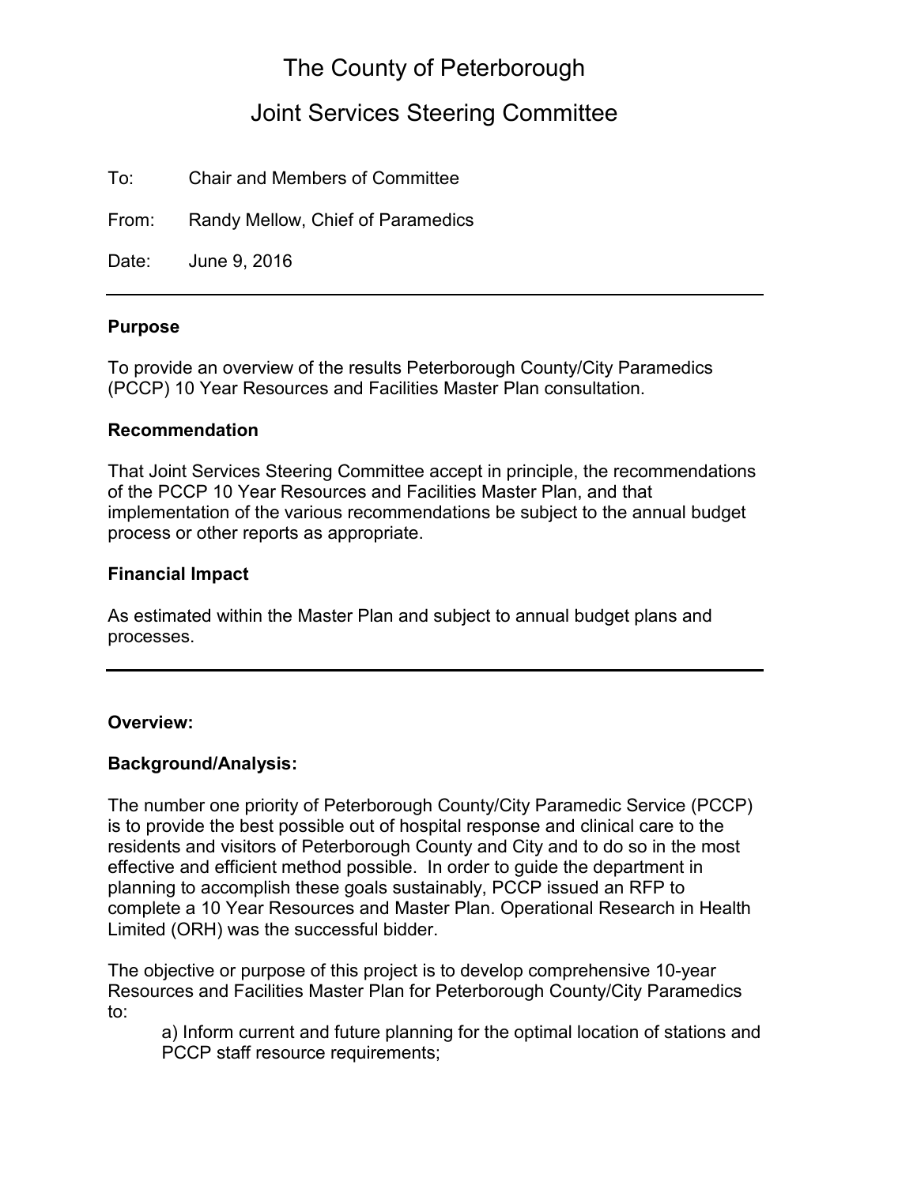# The County of Peterborough

## Joint Services Steering Committee

To: Chair and Members of Committee

From: Randy Mellow, Chief of Paramedics

Date: June 9, 2016

---

### Purpose

To provide an overview of the results Peterborough County/City Paramedics (PCCP) 10 Year Resources and Facilities Master Plan consultation.

### Recommendation

That Joint Services Steering Committee accept in principle, the recommendations of the PCCP 10 Year Resources and Facilities Master Plan, and that implementation of the various recommendations be subject to the annual budget process or other reports as appropriate.

### Financial Impact

As estimated within the Master Plan and subject to annual budget plans and processes.

---

### Overview:

### Background/Analysis:

The number one priority of Peterborough County/City Paramedic Service (PCCP) is to provide the best possible out of hospital response and clinical care to the residents and visitors of Peterborough County and City and to do so in the most effective and efficient method possible. In order to guide the department in planning to accomplish these goals sustainably, PCCP issued an RFP to complete a 10 Year Resources and Master Plan. Operational Research in Health Limited (ORH) was the successful bidder.

The objective or purpose of this project is to develop comprehensive 10-year Resources and Facilities Master Plan for Peterborough County/City Paramedics to:

a) Inform current and future planning for the optimal location of stations and PCCP staff resource requirements;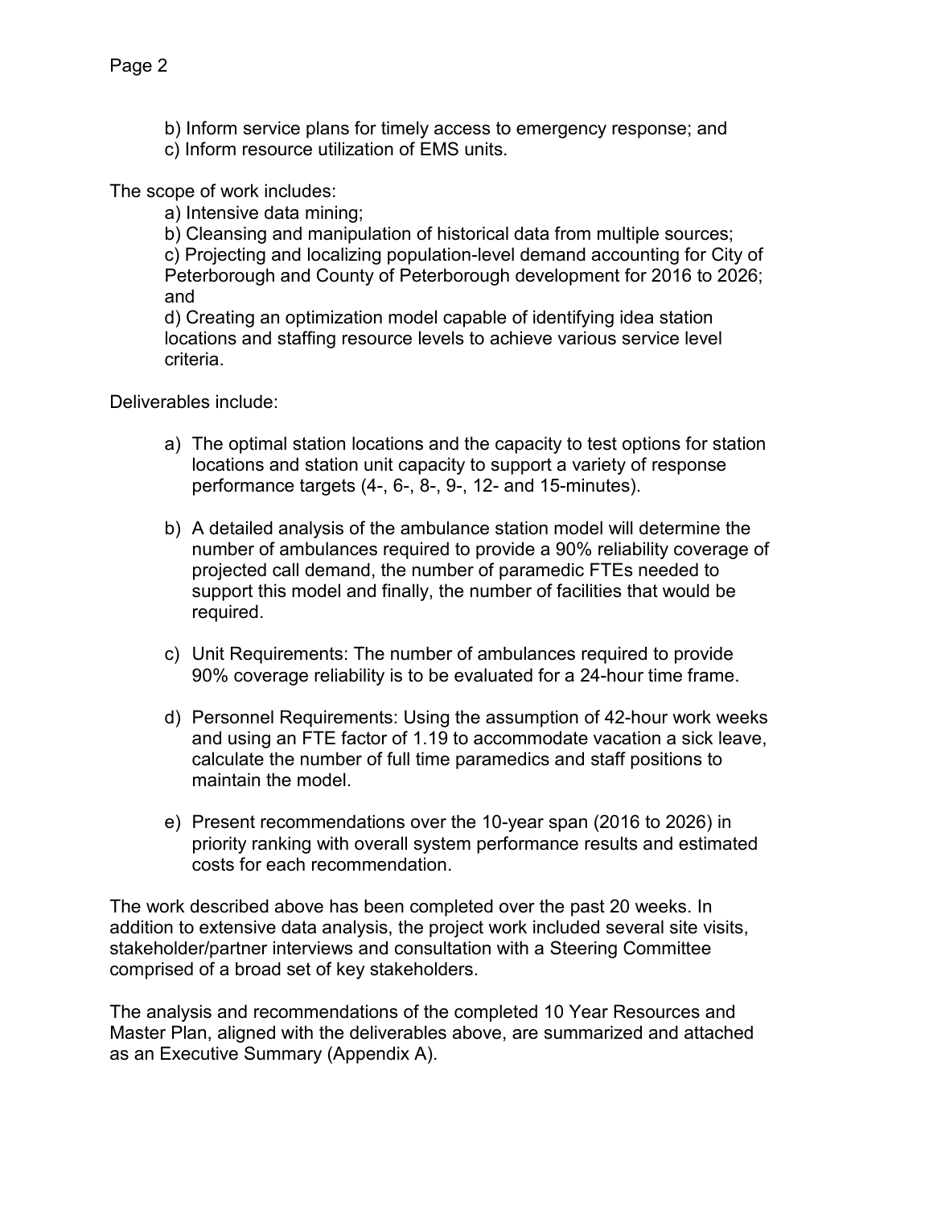b) Inform service plans for timely access to emergency response; and
c) Inform resource utilization of EMS units.

The scope of work includes:

a) Intensive data mining;
b) Cleansing and manipulation of historical data from multiple sources;
c) Projecting and localizing population-level demand accounting for City of Peterborough and County of Peterborough development for 2016 to 2026; and
d) Creating an optimization model capable of identifying idea station locations and staffing resource levels to achieve various service level criteria.

Deliverables include:

a) The optimal station locations and the capacity to test options for station locations and station unit capacity to support a variety of response performance targets (4-, 6-, 8-, 9-, 12- and 15-minutes).

b) A detailed analysis of the ambulance station model will determine the number of ambulances required to provide a 90% reliability coverage of projected call demand, the number of paramedic FTEs needed to support this model and finally, the number of facilities that would be required.

c) Unit Requirements: The number of ambulances required to provide 90% coverage reliability is to be evaluated for a 24-hour time frame.

d) Personnel Requirements: Using the assumption of 42-hour work weeks and using an FTE factor of 1.19 to accommodate vacation a sick leave, calculate the number of full time paramedics and staff positions to maintain the model.

e) Present recommendations over the 10-year span (2016 to 2026) in priority ranking with overall system performance results and estimated costs for each recommendation.

The work described above has been completed over the past 20 weeks. In addition to extensive data analysis, the project work included several site visits, stakeholder/partner interviews and consultation with a Steering Committee comprised of a broad set of key stakeholders.

The analysis and recommendations of the completed 10 Year Resources and Master Plan, aligned with the deliverables above, are summarized and attached as an Executive Summary (Appendix A).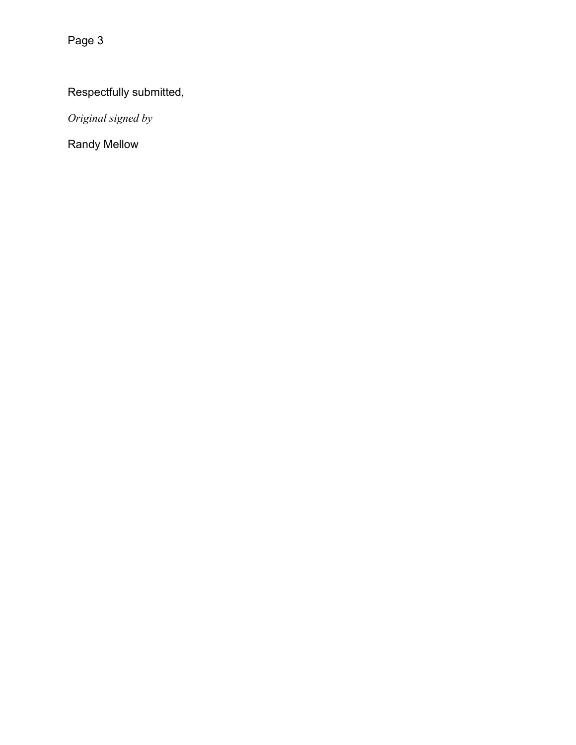Respectfully submitted,

*Original signed by*

Randy Mellow